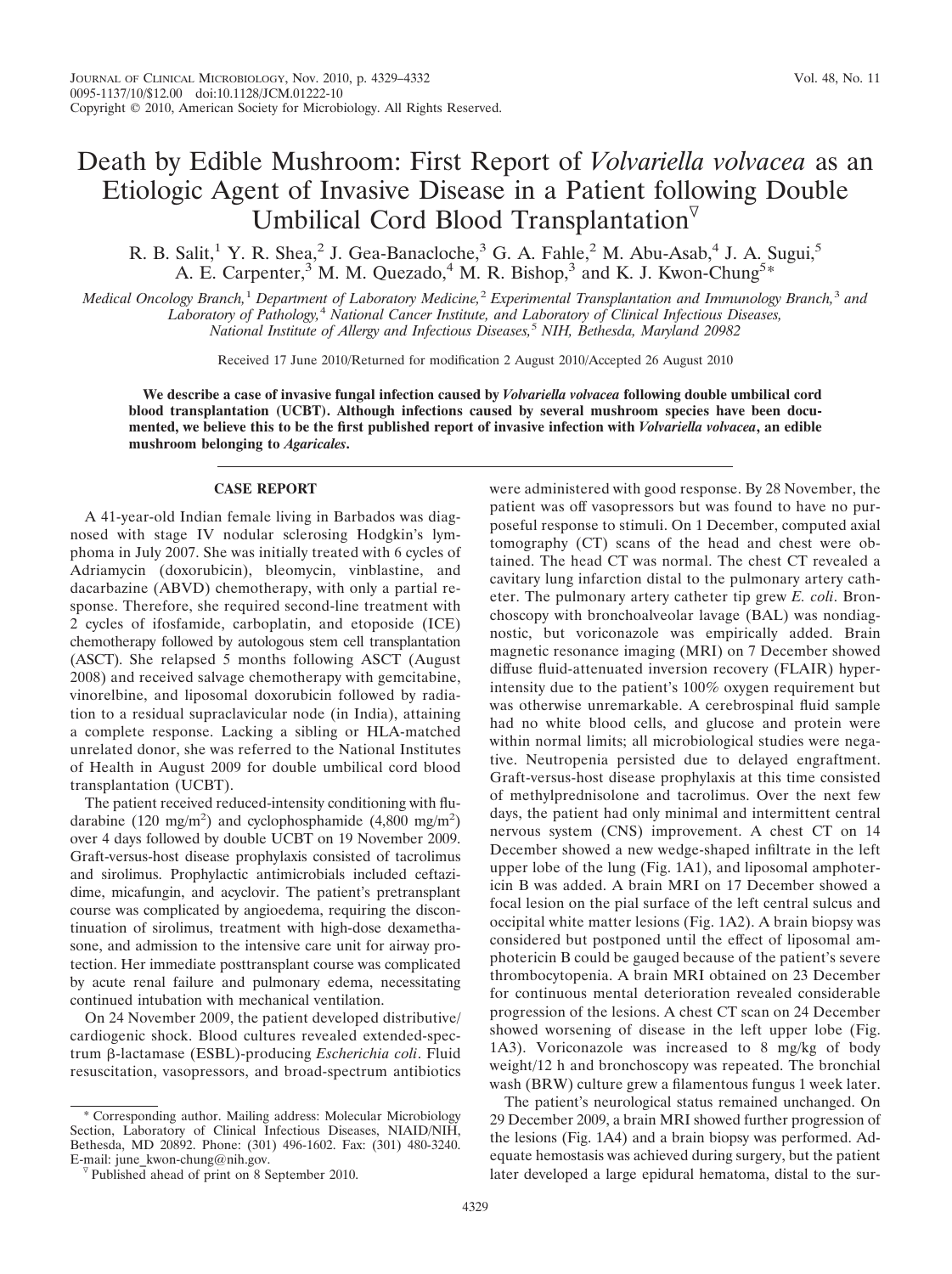# Death by Edible Mushroom: First Report of *Volvariella volvacea* as an Etiologic Agent of Invasive Disease in a Patient following Double Umbilical Cord Blood Transplantation[▽]

R. B. Salit,[1] Y. R. Shea,[2] J. Gea-Banacloche,[3] G. A. Fahle,[2] M. Abu-Asab,[4] J. A. Sugui,[5] A. E. Carpenter,[3] M. M. Quezado,[4] M. R. Bishop,[3] and K. J. Kwon-Chung[5]*

*Medical Oncology Branch,[1] Department of Laboratory Medicine,[2] Experimental Transplantation and Immunology Branch,[3] and Laboratory of Pathology,[4] National Cancer Institute, and Laboratory of Clinical Infectious Diseases, National Institute of Allergy and Infectious Diseases,[5] NIH, Bethesda, Maryland 20982*

Received 17 June 2010/Returned for modification 2 August 2010/Accepted 26 August 2010

**We describe a case of invasive fungal infection caused by *Volvariella volvacea* following double umbilical cord blood transplantation (UCBT). Although infections caused by several mushroom species have been documented, we believe this to be the first published report of invasive infection with *Volvariella volvacea*, an edible mushroom belonging to *Agaricales*.**

## CASE REPORT

A 41-year-old Indian female living in Barbados was diagnosed with stage IV nodular sclerosing Hodgkin's lymphoma in July 2007. She was initially treated with 6 cycles of Adriamycin (doxorubicin), bleomycin, vinblastine, and dacarbazine (ABVD) chemotherapy, with only a partial response. Therefore, she required second-line treatment with 2 cycles of ifosfamide, carboplatin, and etoposide (ICE) chemotherapy followed by autologous stem cell transplantation (ASCT). She relapsed 5 months following ASCT (August 2008) and received salvage chemotherapy with gemcitabine, vinorelbine, and liposomal doxorubicin followed by radiation to a residual supraclavicular node (in India), attaining a complete response. Lacking a sibling or HLA-matched unrelated donor, she was referred to the National Institutes of Health in August 2009 for double umbilical cord blood transplantation (UCBT).

The patient received reduced-intensity conditioning with fludarabine (120 mg/m$^2$) and cyclophosphamide (4,800 mg/m$^2$) over 4 days followed by double UCBT on 19 November 2009. Graft-versus-host disease prophylaxis consisted of tacrolimus and sirolimus. Prophylactic antimicrobials included ceftazidime, micafungin, and acyclovir. The patient's pretransplant course was complicated by angioedema, requiring the discontinuation of sirolimus, treatment with high-dose dexamethasone, and admission to the intensive care unit for airway protection. Her immediate posttransplant course was complicated by acute renal failure and pulmonary edema, necessitating continued intubation with mechanical ventilation.

On 24 November 2009, the patient developed distributive/cardiogenic shock. Blood cultures revealed extended-spectrum β-lactamase (ESBL)-producing *Escherichia coli*. Fluid resuscitation, vasopressors, and broad-spectrum antibiotics were administered with good response. By 28 November, the patient was off vasopressors but was found to have no purposeful response to stimuli. On 1 December, computed axial tomography (CT) scans of the head and chest were obtained. The head CT was normal. The chest CT revealed a cavitary lung infarction distal to the pulmonary artery catheter. The pulmonary artery catheter tip grew *E. coli*. Bronchoscopy with bronchoalveolar lavage (BAL) was nondiagnostic, but voriconazole was empirically added. Brain magnetic resonance imaging (MRI) on 7 December showed diffuse fluid-attenuated inversion recovery (FLAIR) hyperintensity due to the patient's 100% oxygen requirement but was otherwise unremarkable. A cerebrospinal fluid sample had no white blood cells, and glucose and protein were within normal limits; all microbiological studies were negative. Neutropenia persisted due to delayed engraftment. Graft-versus-host disease prophylaxis at this time consisted of methylprednisolone and tacrolimus. Over the next few days, the patient had only minimal and intermittent central nervous system (CNS) improvement. A chest CT on 14 December showed a new wedge-shaped infiltrate in the left upper lobe of the lung (Fig. 1A1), and liposomal amphotericin B was added. A brain MRI on 17 December showed a focal lesion on the pial surface of the left central sulcus and occipital white matter lesions (Fig. 1A2). A brain biopsy was considered but postponed until the effect of liposomal amphotericin B could be gauged because of the patient's severe thrombocytopenia. A brain MRI obtained on 23 December for continuous mental deterioration revealed considerable progression of the lesions. A chest CT scan on 24 December showed worsening of disease in the left upper lobe (Fig. 1A3). Voriconazole was increased to 8 mg/kg of body weight/12 h and bronchoscopy was repeated. The bronchial wash (BRW) culture grew a filamentous fungus 1 week later.

The patient's neurological status remained unchanged. On 29 December 2009, a brain MRI showed further progression of the lesions (Fig. 1A4) and a brain biopsy was performed. Adequate hemostasis was achieved during surgery, but the patient later developed a large epidural hematoma, distal to the sur-

\* Corresponding author. Mailing address: Molecular Microbiology Section, Laboratory of Clinical Infectious Diseases, NIAID/NIH, Bethesda, MD 20892. Phone: (301) 496-1602. Fax: (301) 480-3240. E-mail: june_kwon-chung@nih.gov.

▽ Published ahead of print on 8 September 2010.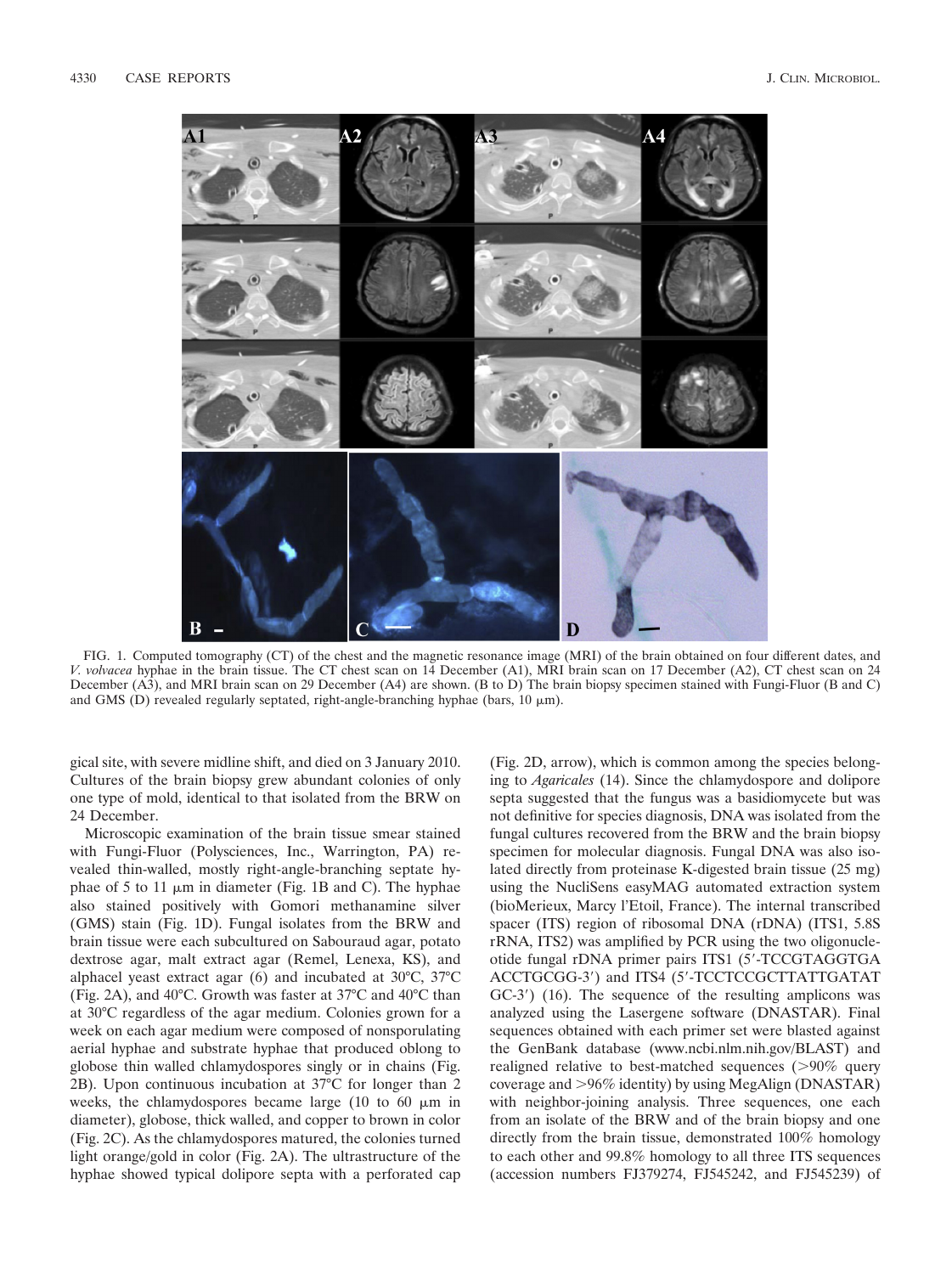FIG. 1. Computed tomography (CT) of the chest and the magnetic resonance image (MRI) of the brain obtained on four different dates, and *V. volvacea* hyphae in the brain tissue. The CT chest scan on 14 December (A1), MRI brain scan on 17 December (A2), CT chest scan on 24 December (A3), and MRI brain scan on 29 December (A4) are shown. (B to D) The brain biopsy specimen stained with Fungi-Fluor (B and C) and GMS (D) revealed regularly septated, right-angle-branching hyphae (bars, 10 μm).

gical site, with severe midline shift, and died on 3 January 2010. Cultures of the brain biopsy grew abundant colonies of only one type of mold, identical to that isolated from the BRW on 24 December.

Microscopic examination of the brain tissue smear stained with Fungi-Fluor (Polysciences, Inc., Warrington, PA) revealed thin-walled, mostly right-angle-branching septate hyphae of 5 to 11 μm in diameter (Fig. 1B and C). The hyphae also stained positively with Gomori methanamine silver (GMS) stain (Fig. 1D). Fungal isolates from the BRW and brain tissue were each subcultured on Sabouraud agar, potato dextrose agar, malt extract agar (Remel, Lenexa, KS), and alphacel yeast extract agar (6) and incubated at 30°C, 37°C (Fig. 2A), and 40°C. Growth was faster at 37°C and 40°C than at 30°C regardless of the agar medium. Colonies grown for a week on each agar medium were composed of nonsporulating aerial hyphae and substrate hyphae that produced oblong to globose thin walled chlamydospores singly or in chains (Fig. 2B). Upon continuous incubation at 37°C for longer than 2 weeks, the chlamydospores became large (10 to 60 μm in diameter), globose, thick walled, and copper to brown in color (Fig. 2C). As the chlamydospores matured, the colonies turned light orange/gold in color (Fig. 2A). The ultrastructure of the hyphae showed typical dolipore septa with a perforated cap (Fig. 2D, arrow), which is common among the species belonging to *Agaricales* (14). Since the chlamydospore and dolipore septa suggested that the fungus was a basidiomycete but was not definitive for species diagnosis, DNA was isolated from the fungal cultures recovered from the BRW and the brain biopsy specimen for molecular diagnosis. Fungal DNA was also isolated directly from proteinase K-digested brain tissue (25 mg) using the NucliSens easyMAG automated extraction system (bioMerieux, Marcy l'Etoil, France). The internal transcribed spacer (ITS) region of ribosomal DNA (rDNA) (ITS1, 5.8S rRNA, ITS2) was amplified by PCR using the two oligonucleotide fungal rDNA primer pairs ITS1 (5′-TCCGTAGGTGA ACCTGCGG-3′) and ITS4 (5′-TCCTCCGCTTATTGATAT GC-3′) (16). The sequence of the resulting amplicons was analyzed using the Lasergene software (DNASTAR). Final sequences obtained with each primer set were blasted against the GenBank database (www.ncbi.nlm.nih.gov/BLAST) and realigned relative to best-matched sequences (>90% query coverage and >96% identity) by using MegAlign (DNASTAR) with neighbor-joining analysis. Three sequences, one each from an isolate of the BRW and of the brain biopsy and one directly from the brain tissue, demonstrated 100% homology to each other and 99.8% homology to all three ITS sequences (accession numbers FJ379274, FJ545242, and FJ545239) of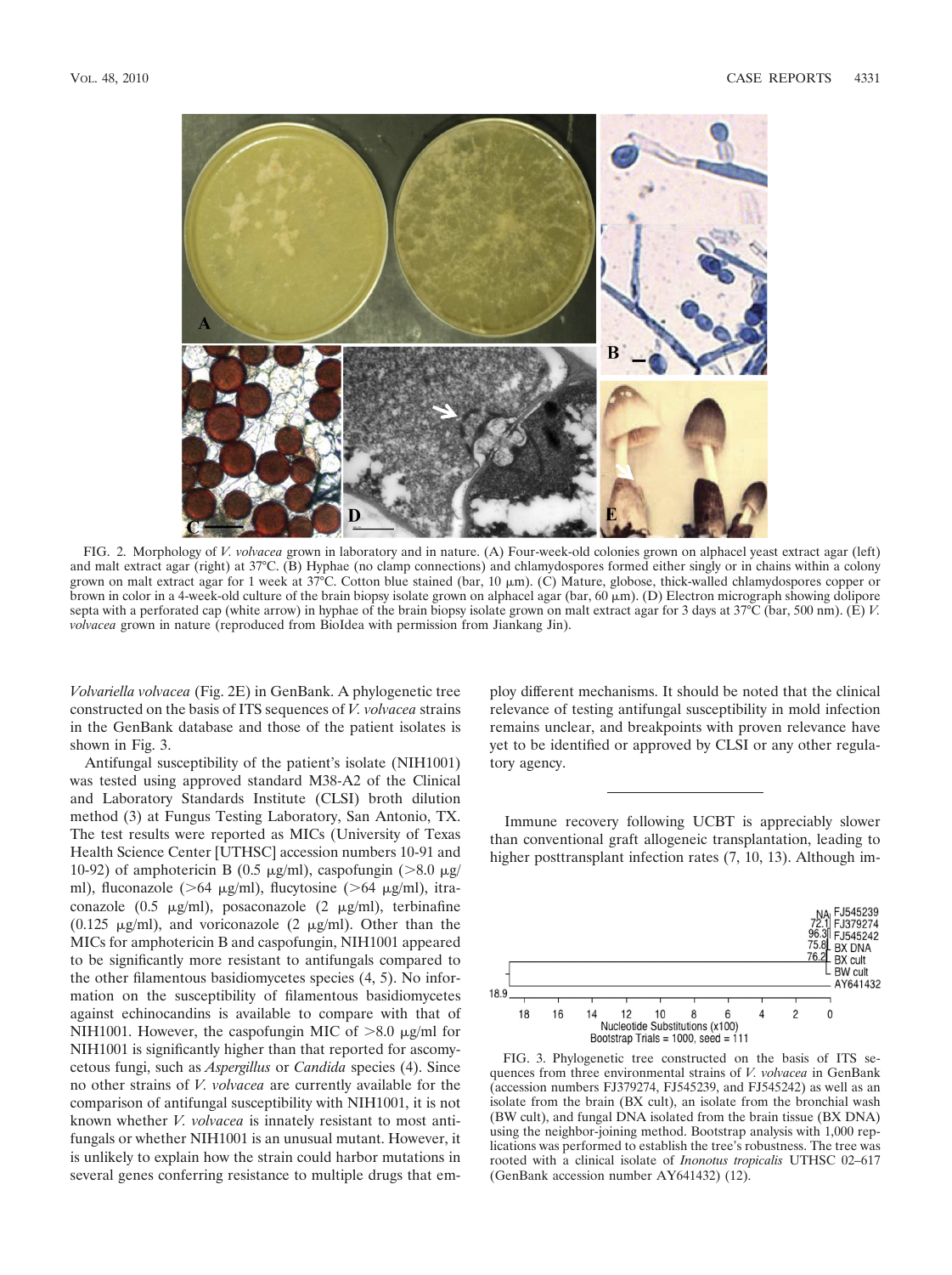FIG. 2. Morphology of *V. volvacea* grown in laboratory and in nature. (A) Four-week-old colonies grown on alphacel yeast extract agar (left) and malt extract agar (right) at 37°C. (B) Hyphae (no clamp connections) and chlamydospores formed either singly or in chains within a colony grown on malt extract agar for 1 week at 37°C. Cotton blue stained (bar, 10 μm). (C) Mature, globose, thick-walled chlamydospores copper or brown in color in a 4-week-old culture of the brain biopsy isolate grown on alphacel agar (bar, 60 μm). (D) Electron micrograph showing dolipore septa with a perforated cap (white arrow) in hyphae of the brain biopsy isolate grown on malt extract agar for 3 days at 37°C (bar, 500 nm). (E) *V. volvacea* grown in nature (reproduced from BioIdea with permission from Jiankang Jin).

*Volvariella volvacea* (Fig. 2E) in GenBank. A phylogenetic tree constructed on the basis of ITS sequences of *V. volvacea* strains in the GenBank database and those of the patient isolates is shown in Fig. 3.

Antifungal susceptibility of the patient's isolate (NIH1001) was tested using approved standard M38-A2 of the Clinical and Laboratory Standards Institute (CLSI) broth dilution method (3) at Fungus Testing Laboratory, San Antonio, TX. The test results were reported as MICs (University of Texas Health Science Center [UTHSC] accession numbers 10-91 and 10-92) of amphotericin B (0.5 μg/ml), caspofungin (>8.0 μg/ml), fluconazole (>64 μg/ml), flucytosine (>64 μg/ml), itraconazole (0.5 μg/ml), posaconazole (2 μg/ml), terbinafine (0.125 μg/ml), and voriconazole (2 μg/ml). Other than the MICs for amphotericin B and caspofungin, NIH1001 appeared to be significantly more resistant to antifungals compared to the other filamentous basidiomycetes species (4, 5). No information on the susceptibility of filamentous basidiomycetes against echinocandins is available to compare with that of NIH1001. However, the caspofungin MIC of >8.0 μg/ml for NIH1001 is significantly higher than that reported for ascomycetous fungi, such as *Aspergillus* or *Candida* species (4). Since no other strains of *V. volvacea* are currently available for the comparison of antifungal susceptibility with NIH1001, it is not known whether *V. volvacea* is innately resistant to most antifungals or whether NIH1001 is an unusual mutant. However, it is unlikely to explain how the strain could harbor mutations in several genes conferring resistance to multiple drugs that employ different mechanisms. It should be noted that the clinical relevance of testing antifungal susceptibility in mold infection remains unclear, and breakpoints with proven relevance have yet to be identified or approved by CLSI or any other regulatory agency.

---

Immune recovery following UCBT is appreciably slower than conventional graft allogeneic transplantation, leading to higher posttransplant infection rates (7, 10, 13). Although im-

FIG. 3. Phylogenetic tree constructed on the basis of ITS sequences from three environmental strains of *V. volvacea* in GenBank (accession numbers FJ379274, FJ545239, and FJ545242) as well as an isolate from the brain (BX cult), an isolate from the bronchial wash (BW cult), and fungal DNA isolated from the brain tissue (BX DNA) using the neighbor-joining method. Bootstrap analysis with 1,000 replications was performed to establish the tree's robustness. The tree was rooted with a clinical isolate of *Inonotus tropicalis* UTHSC 02–617 (GenBank accession number AY641432) (12).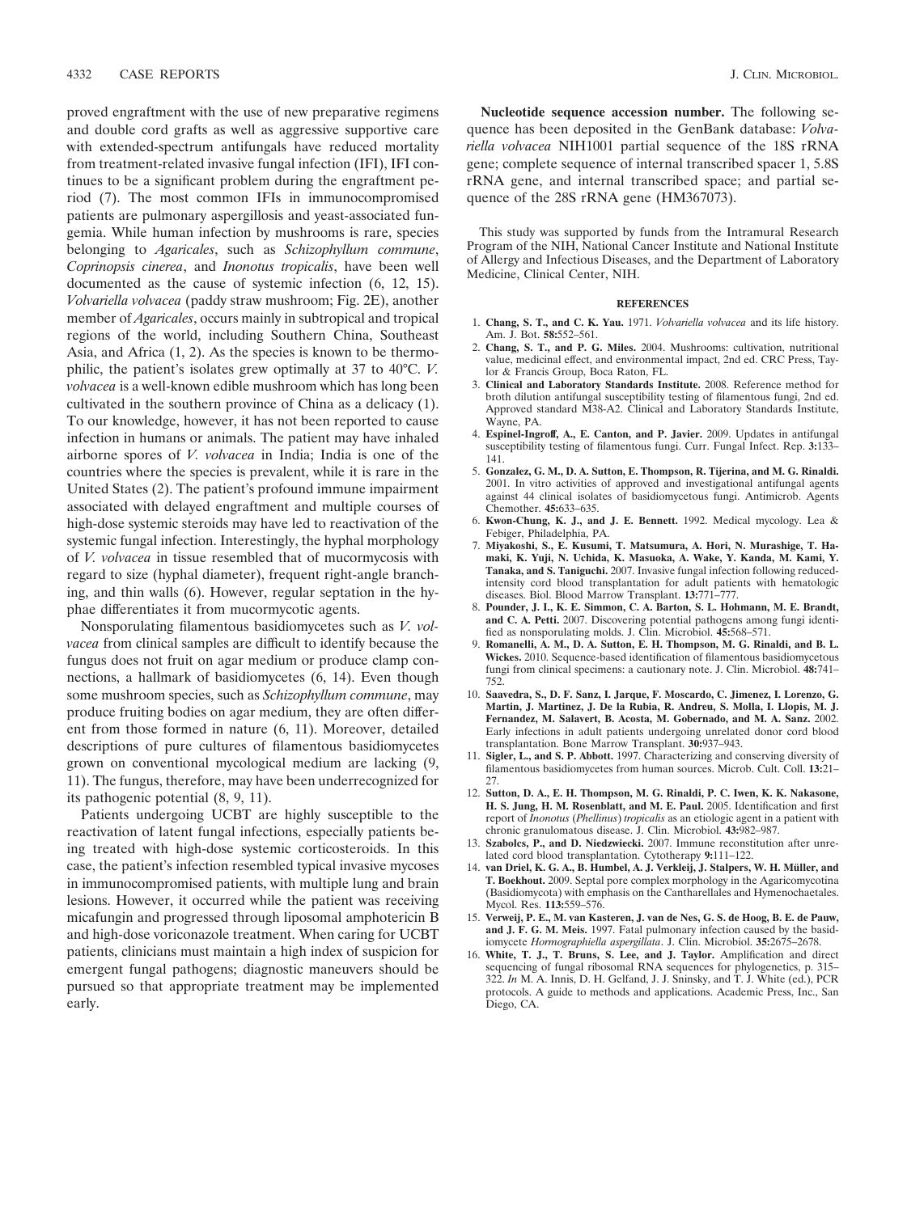proved engraftment with the use of new preparative regimens and double cord grafts as well as aggressive supportive care with extended-spectrum antifungals have reduced mortality from treatment-related invasive fungal infection (IFI), IFI continues to be a significant problem during the engraftment period (7). The most common IFIs in immunocompromised patients are pulmonary aspergillosis and yeast-associated fungemia. While human infection by mushrooms is rare, species belonging to *Agaricales*, such as *Schizophyllum commune*, *Coprinopsis cinerea*, and *Inonotus tropicalis*, have been well documented as the cause of systemic infection (6, 12, 15). *Volvariella volvacea* (paddy straw mushroom; Fig. 2E), another member of *Agaricales*, occurs mainly in subtropical and tropical regions of the world, including Southern China, Southeast Asia, and Africa (1, 2). As the species is known to be thermophilic, the patient's isolates grew optimally at 37 to 40°C. *V. volvacea* is a well-known edible mushroom which has long been cultivated in the southern province of China as a delicacy (1). To our knowledge, however, it has not been reported to cause infection in humans or animals. The patient may have inhaled airborne spores of *V. volvacea* in India; India is one of the countries where the species is prevalent, while it is rare in the United States (2). The patient's profound immune impairment associated with delayed engraftment and multiple courses of high-dose systemic steroids may have led to reactivation of the systemic fungal infection. Interestingly, the hyphal morphology of *V. volvacea* in tissue resembled that of mucormycosis with regard to size (hyphal diameter), frequent right-angle branching, and thin walls (6). However, regular septation in the hyphae differentiates it from mucormycotic agents.

Nonsporulating filamentous basidiomycetes such as *V. volvacea* from clinical samples are difficult to identify because the fungus does not fruit on agar medium or produce clamp connections, a hallmark of basidiomycetes (6, 14). Even though some mushroom species, such as *Schizophyllum commune*, may produce fruiting bodies on agar medium, they are often different from those formed in nature (6, 11). Moreover, detailed descriptions of pure cultures of filamentous basidiomycetes grown on conventional mycological medium are lacking (9, 11). The fungus, therefore, may have been underrecognized for its pathogenic potential (8, 9, 11).

Patients undergoing UCBT are highly susceptible to the reactivation of latent fungal infections, especially patients being treated with high-dose systemic corticosteroids. In this case, the patient's infection resembled typical invasive mycoses in immunocompromised patients, with multiple lung and brain lesions. However, it occurred while the patient was receiving micafungin and progressed through liposomal amphotericin B and high-dose voriconazole treatment. When caring for UCBT patients, clinicians must maintain a high index of suspicion for emergent fungal pathogens; diagnostic maneuvers should be pursued so that appropriate treatment may be implemented early.

**Nucleotide sequence accession number.** The following sequence has been deposited in the GenBank database: *Volvariella volvacea* NIH1001 partial sequence of the 18S rRNA gene; complete sequence of internal transcribed spacer 1, 5.8S rRNA gene, and internal transcribed space; and partial sequence of the 28S rRNA gene (HM367073).

This study was supported by funds from the Intramural Research Program of the NIH, National Cancer Institute and National Institute of Allergy and Infectious Diseases, and the Department of Laboratory Medicine, Clinical Center, NIH.

## REFERENCES

1. **Chang, S. T., and C. K. Yau.** 1971. *Volvariella volvacea* and its life history. Am. J. Bot. **58:**552–561.
2. **Chang, S. T., and P. G. Miles.** 2004. Mushrooms: cultivation, nutritional value, medicinal effect, and environmental impact, 2nd ed. CRC Press, Taylor & Francis Group, Boca Raton, FL.
3. **Clinical and Laboratory Standards Institute.** 2008. Reference method for broth dilution antifungal susceptibility testing of filamentous fungi, 2nd ed. Approved standard M38-A2. Clinical and Laboratory Standards Institute, Wayne, PA.
4. **Espinel-Ingroff, A., E. Canton, and P. Javier.** 2009. Updates in antifungal susceptibility testing of filamentous fungi. Curr. Fungal Infect. Rep. **3:**133–141.
5. **Gonzalez, G. M., D. A. Sutton, E. Thompson, R. Tijerina, and M. G. Rinaldi.** 2001. In vitro activities of approved and investigational antifungal agents against 44 clinical isolates of basidiomycetous fungi. Antimicrob. Agents Chemother. **45:**633–635.
6. **Kwon-Chung, K. J., and J. E. Bennett.** 1992. Medical mycology. Lea & Febiger, Philadelphia, PA.
7. **Miyakoshi, S., E. Kusumi, T. Matsumura, A. Hori, N. Murashige, T. Hamaki, K. Yuji, N. Uchida, K. Masuoka, A. Wake, Y. Kanda, M. Kami, Y. Tanaka, and S. Taniguchi.** 2007. Invasive fungal infection following reduced-intensity cord blood transplantation for adult patients with hematologic diseases. Biol. Blood Marrow Transplant. **13:**771–777.
8. **Pounder, J. I., K. E. Simmon, C. A. Barton, S. L. Hohmann, M. E. Brandt, and C. A. Petti.** 2007. Discovering potential pathogens among fungi identified as nonsporulating molds. J. Clin. Microbiol. **45:**568–571.
9. **Romanelli, A. M., D. A. Sutton, E. H. Thompson, M. G. Rinaldi, and B. L. Wickes.** 2010. Sequence-based identification of filamentous basidiomycetous fungi from clinical specimens: a cautionary note. J. Clin. Microbiol. **48:**741–752.
10. **Saavedra, S., D. F. Sanz, I. Jarque, F. Moscardo, C. Jimenez, I. Lorenzo, G. Martin, J. Martinez, J. De la Rubia, R. Andreu, S. Molla, I. Llopis, M. J. Fernandez, M. Salavert, B. Acosta, M. Gobernado, and M. A. Sanz.** 2002. Early infections in adult patients undergoing unrelated donor cord blood transplantation. Bone Marrow Transplant. **30:**937–943.
11. **Sigler, L., and S. P. Abbott.** 1997. Characterizing and conserving diversity of filamentous basidiomycetes from human sources. Microb. Cult. Coll. **13:**21–27.
12. **Sutton, D. A., E. H. Thompson, M. G. Rinaldi, P. C. Iwen, K. K. Nakasone, H. S. Jung, H. M. Rosenblatt, and M. E. Paul.** 2005. Identification and first report of *Inonotus* (*Phellinus*) *tropicalis* as an etiologic agent in a patient with chronic granulomatous disease. J. Clin. Microbiol. **43:**982–987.
13. **Szabolcs, P., and D. Niedzwiecki.** 2007. Immune reconstitution after unrelated cord blood transplantation. Cytotherapy **9:**111–122.
14. **van Driel, K. G. A., B. Humbel, A. J. Verkleij, J. Stalpers, W. H. Müller, and T. Boekhout.** 2009. Septal pore complex morphology in the Agaricomycotina (Basidiomycota) with emphasis on the Cantharellales and Hymenochaetales. Mycol. Res. **113:**559–576.
15. **Verweij, P. E., M. van Kasteren, J. van de Nes, G. S. de Hoog, B. E. de Pauw, and J. F. G. M. Meis.** 1997. Fatal pulmonary infection caused by the basidiomycete *Hormographiella aspergillata*. J. Clin. Microbiol. **35:**2675–2678.
16. **White, T. J., T. Bruns, S. Lee, and J. Taylor.** Amplification and direct sequencing of fungal ribosomal RNA sequences for phylogenetics, p. 315–322. *In* M. A. Innis, D. H. Gelfand, J. J. Sninsky, and T. J. White (ed.), PCR protocols. A guide to methods and applications. Academic Press, Inc., San Diego, CA.